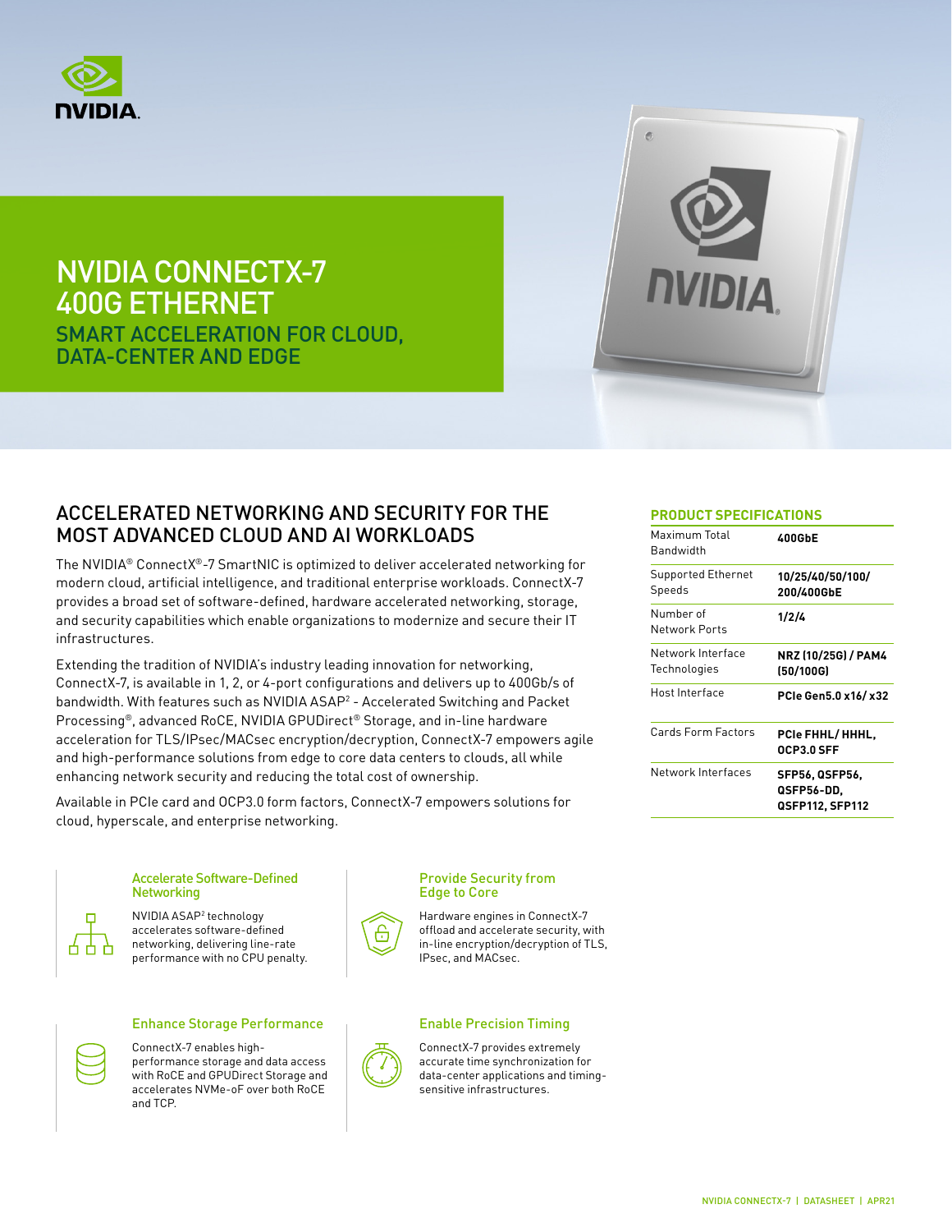# NVIDIA CONNECTX-7 400G ETHERNET

## SMART ACCELERATION FOR CLOUD, DATA-CENTER AND EDGE

## ACCELERATED NETWORKING AND SECURITY FOR THE MOST ADVANCED CLOUD AND AI WORKLOADS

The NVIDIA® ConnectX®-7 SmartNIC is optimized to deliver accelerated networking for modern cloud, artificial intelligence, and traditional enterprise workloads. ConnectX-7 provides a broad set of software-defined, hardware accelerated networking, storage, and security capabilities which enable organizations to modernize and secure their IT infrastructures.

Extending the tradition of NVIDIA's industry leading innovation for networking, ConnectX-7, is available in 1, 2, or 4-port configurations and delivers up to 400Gb/s of bandwidth. With features such as NVIDIA ASAP[2] - Accelerated Switching and Packet Processing®, advanced RoCE, NVIDIA GPUDirect® Storage, and in-line hardware acceleration for TLS/IPsec/MACsec encryption/decryption, ConnectX-7 empowers agile and high-performance solutions from edge to core data centers to clouds, all while enhancing network security and reducing the total cost of ownership.

Available in PCIe card and OCP3.0 form factors, ConnectX-7 empowers solutions for cloud, hyperscale, and enterprise networking.

### PRODUCT SPECIFICATIONS

| | |
|---|---|
| Maximum Total Bandwidth | **400GbE** |
| Supported Ethernet Speeds | **10/25/40/50/100/200/400GbE** |
| Number of Network Ports | **1/2/4** |
| Network Interface Technologies | **NRZ (10/25G) / PAM4 (50/100G)** |
| Host Interface | **PCIe Gen5.0 x16/ x32** |
| Cards Form Factors | **PCIe FHHL/ HHHL, OCP3.0 SFF** |
| Network Interfaces | **SFP56, QSFP56, QSFP56-DD, QSFP112, SFP112** |

### Accelerate Software-Defined Networking

NVIDIA ASAP[2] technology accelerates software-defined networking, delivering line-rate performance with no CPU penalty.

### Provide Security from Edge to Core

Hardware engines in ConnectX-7 offload and accelerate security, with in-line encryption/decryption of TLS, IPsec, and MACsec.

### Enhance Storage Performance

ConnectX-7 enables high-performance storage and data access with RoCE and GPUDirect Storage and accelerates NVMe-oF over both RoCE and TCP.

### Enable Precision Timing

ConnectX-7 provides extremely accurate time synchronization for data-center applications and timing-sensitive infrastructures.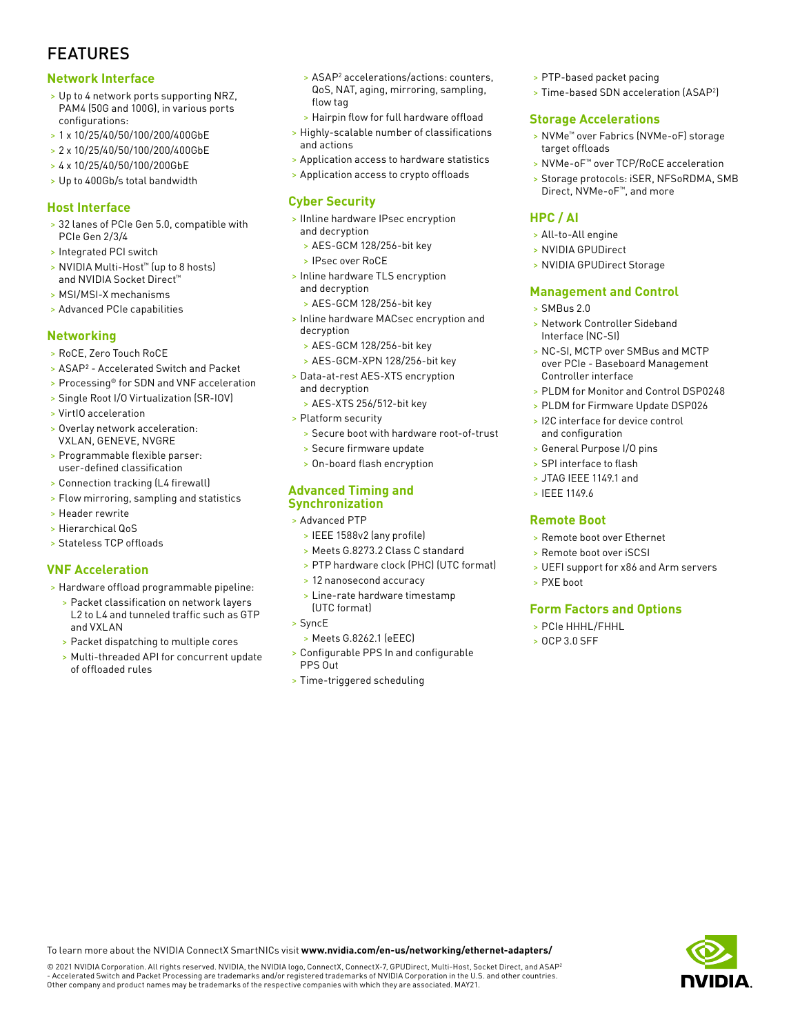# FEATURES

## Network Interface

- Up to 4 network ports supporting NRZ, PAM4 (50G and 100G), in various ports configurations:
- 1 x 10/25/40/50/100/200/400GbE
- 2 x 10/25/40/50/100/200/400GbE
- 4 x 10/25/40/50/100/200GbE
- Up to 400Gb/s total bandwidth

## Host Interface

- 32 lanes of PCIe Gen 5.0, compatible with PCIe Gen 2/3/4
- Integrated PCI switch
- NVIDIA Multi-Host™ (up to 8 hosts) and NVIDIA Socket Direct™
- MSI/MSI-X mechanisms
- Advanced PCIe capabilities

## Networking

- RoCE, Zero Touch RoCE
- ASAP² - Accelerated Switch and Packet
- Processing® for SDN and VNF acceleration
- Single Root I/O Virtualization (SR-IOV)
- VirtIO acceleration
- Overlay network acceleration: VXLAN, GENEVE, NVGRE
- Programmable flexible parser: user-defined classification
- Connection tracking (L4 firewall)
- Flow mirroring, sampling and statistics
- Header rewrite
- Hierarchical QoS
- Stateless TCP offloads

## VNF Acceleration

- Hardware offload programmable pipeline:
  - Packet classification on network layers L2 to L4 and tunneled traffic such as GTP and VXLAN
  - Packet dispatching to multiple cores
  - Multi-threaded API for concurrent update of offloaded rules
  - ASAP² accelerations/actions: counters, QoS, NAT, aging, mirroring, sampling, flow tag
  - Hairpin flow for full hardware offload
- Highly-scalable number of classifications and actions
- Application access to hardware statistics
- Application access to crypto offloads

## Cyber Security

- IInline hardware IPsec encryption and decryption
  - AES-GCM 128/256-bit key
  - IPsec over RoCE
- Inline hardware TLS encryption and decryption
  - AES-GCM 128/256-bit key
- Inline hardware MACsec encryption and decryption
  - AES-GCM 128/256-bit key
  - AES-GCM-XPN 128/256-bit key
- Data-at-rest AES-XTS encryption and decryption
  - AES-XTS 256/512-bit key
- Platform security
  - Secure boot with hardware root-of-trust
  - Secure firmware update
  - On-board flash encryption

## Advanced Timing and Synchronization

- Advanced PTP
  - IEEE 1588v2 (any profile)
  - Meets G.8273.2 Class C standard
  - PTP hardware clock (PHC) (UTC format)
  - 12 nanosecond accuracy
  - Line-rate hardware timestamp (UTC format)
- SyncE
  - Meets G.8262.1 (eEEC)
- Configurable PPS In and configurable PPS Out
- Time-triggered scheduling
- PTP-based packet pacing
- Time-based SDN acceleration (ASAP²)

## Storage Accelerations

- NVMe™ over Fabrics (NVMe-oF) storage target offloads
- NVMe-oF™ over TCP/RoCE acceleration
- Storage protocols: iSER, NFSoRDMA, SMB Direct, NVMe-oF™, and more

## HPC / AI

- All-to-All engine
- NVIDIA GPUDirect
- NVIDIA GPUDirect Storage

## Management and Control

- SMBus 2.0
- Network Controller Sideband Interface (NC-SI)
- NC-SI, MCTP over SMBus and MCTP over PCIe - Baseboard Management Controller interface
- PLDM for Monitor and Control DSP0248
- PLDM for Firmware Update DSP026
- I2C interface for device control and configuration
- General Purpose I/O pins
- SPI interface to flash
- JTAG IEEE 1149.1 and
- IEEE 1149.6

## Remote Boot

- Remote boot over Ethernet
- Remote boot over iSCSI
- UEFI support for x86 and Arm servers
- PXE boot

## Form Factors and Options

- PCIe HHHL/FHHL
- OCP 3.0 SFF

To learn more about the NVIDIA ConnectX SmartNICs visit **www.nvidia.com/en-us/networking/ethernet-adapters/**

© 2021 NVIDIA Corporation. All rights reserved. NVIDIA, the NVIDIA logo, ConnectX, ConnectX-7, GPUDirect, Multi-Host, Socket Direct, and ASAP² - Accelerated Switch and Packet Processing are trademarks and/or registered trademarks of NVIDIA Corporation in the U.S. and other countries. Other company and product names may be trademarks of the respective companies with which they are associated. MAY21.